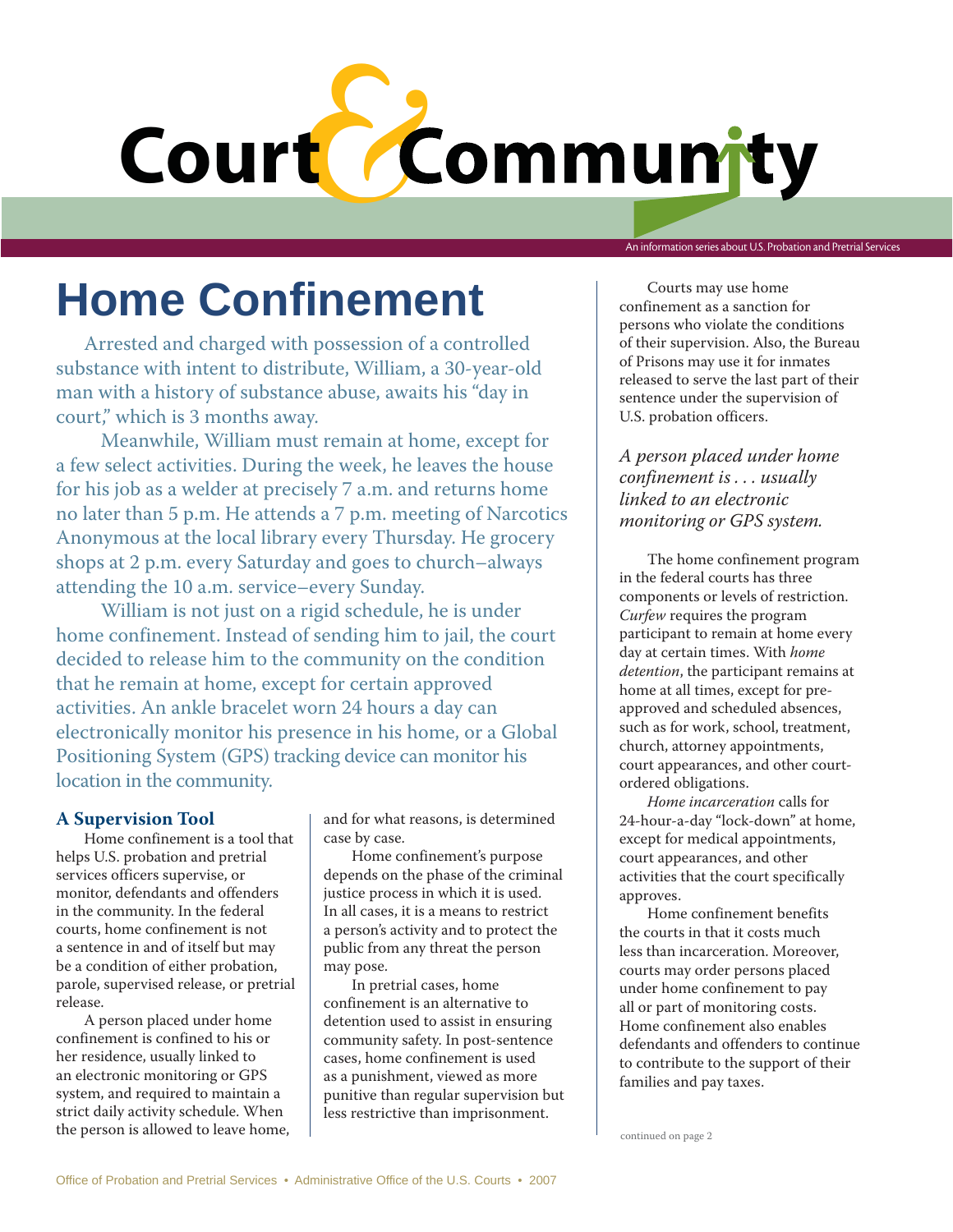# Court & Community

An information series about U.S. Probation and Pretrial Services

# Home Confinement

Arrested and charged with possession of a controlled substance with intent to distribute, William, a 30-year-old man with a history of substance abuse, awaits his "day in court," which is 3 months away.

Meanwhile, William must remain at home, except for a few select activities. During the week, he leaves the house for his job as a welder at precisely 7 a.m. and returns home no later than 5 p.m. He attends a 7 p.m. meeting of Narcotics Anonymous at the local library every Thursday. He grocery shops at 2 p.m. every Saturday and goes to church–always attending the 10 a.m. service–every Sunday.

William is not just on a rigid schedule, he is under home confinement. Instead of sending him to jail, the court decided to release him to the community on the condition that he remain at home, except for certain approved activities. An ankle bracelet worn 24 hours a day can electronically monitor his presence in his home, or a Global Positioning System (GPS) tracking device can monitor his location in the community.

## A Supervision Tool

Home confinement is a tool that helps U.S. probation and pretrial services officers supervise, or monitor, defendants and offenders in the community. In the federal courts, home confinement is not a sentence in and of itself but may be a condition of either probation, parole, supervised release, or pretrial release.

A person placed under home confinement is confined to his or her residence, usually linked to an electronic monitoring or GPS system, and required to maintain a strict daily activity schedule. When the person is allowed to leave home, and for what reasons, is determined case by case.

Home confinement's purpose depends on the phase of the criminal justice process in which it is used. In all cases, it is a means to restrict a person's activity and to protect the public from any threat the person may pose.

In pretrial cases, home confinement is an alternative to detention used to assist in ensuring community safety. In post-sentence cases, home confinement is used as a punishment, viewed as more punitive than regular supervision but less restrictive than imprisonment.

Courts may use home confinement as a sanction for persons who violate the conditions of their supervision. Also, the Bureau of Prisons may use it for inmates released to serve the last part of their sentence under the supervision of U.S. probation officers.

*A person placed under home confinement is . . . usually linked to an electronic monitoring or GPS system.*

The home confinement program in the federal courts has three components or levels of restriction. *Curfew* requires the program participant to remain at home every day at certain times. With *home detention*, the participant remains at home at all times, except for pre-approved and scheduled absences, such as for work, school, treatment, church, attorney appointments, court appearances, and other court-ordered obligations.

*Home incarceration* calls for 24-hour-a-day "lock-down" at home, except for medical appointments, court appearances, and other activities that the court specifically approves.

Home confinement benefits the courts in that it costs much less than incarceration. Moreover, courts may order persons placed under home confinement to pay all or part of monitoring costs. Home confinement also enables defendants and offenders to continue to contribute to the support of their families and pay taxes.

continued on page 2

Office of Probation and Pretrial Services • Administrative Office of the U.S. Courts • 2007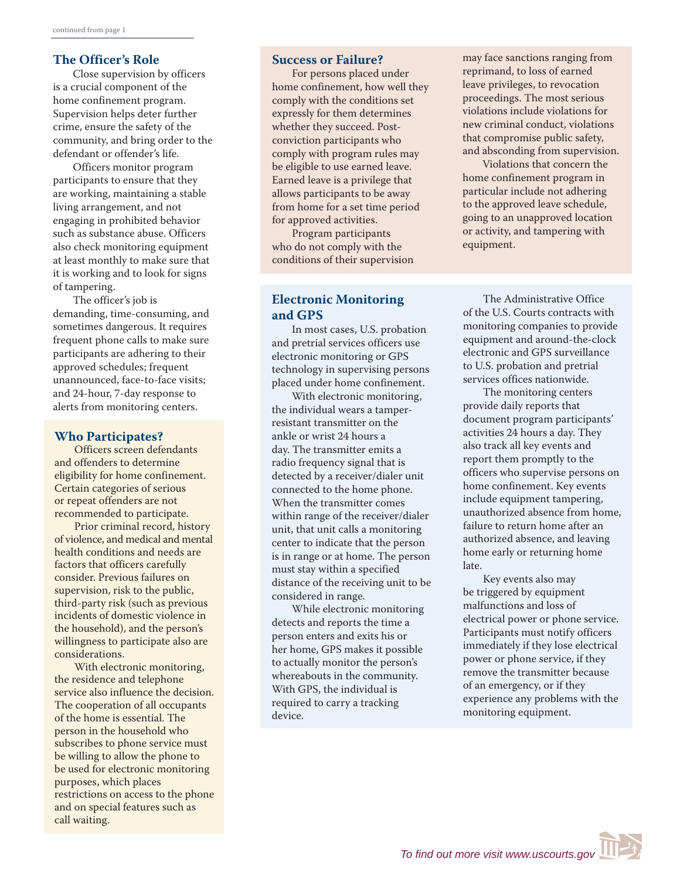continued from page 1

## The Officer's Role

Close supervision by officers is a crucial component of the home confinement program. Supervision helps deter further crime, ensure the safety of the community, and bring order to the defendant or offender's life.

Officers monitor program participants to ensure that they are working, maintaining a stable living arrangement, and not engaging in prohibited behavior such as substance abuse. Officers also check monitoring equipment at least monthly to make sure that it is working and to look for signs of tampering.

The officer's job is demanding, time-consuming, and sometimes dangerous. It requires frequent phone calls to make sure participants are adhering to their approved schedules; frequent unannounced, face-to-face visits; and 24-hour, 7-day response to alerts from monitoring centers.

## Who Participates?

Officers screen defendants and offenders to determine eligibility for home confinement. Certain categories of serious or repeat offenders are not recommended to participate.

Prior criminal record, history of violence, and medical and mental health conditions and needs are factors that officers carefully consider. Previous failures on supervision, risk to the public, third-party risk (such as previous incidents of domestic violence in the household), and the person's willingness to participate also are considerations.

With electronic monitoring, the residence and telephone service also influence the decision. The cooperation of all occupants of the home is essential. The person in the household who subscribes to phone service must be willing to allow the phone to be used for electronic monitoring purposes, which places restrictions on access to the phone and on special features such as call waiting.

## Success or Failure?

For persons placed under home confinement, how well they comply with the conditions set expressly for them determines whether they succeed. Post-conviction participants who comply with program rules may be eligible to use earned leave. Earned leave is a privilege that allows participants to be away from home for a set time period for approved activities.

Program participants who do not comply with the conditions of their supervision may face sanctions ranging from reprimand, to loss of earned leave privileges, to revocation proceedings. The most serious violations include violations for new criminal conduct, violations that compromise public safety, and absconding from supervision.

Violations that concern the home confinement program in particular include not adhering to the approved leave schedule, going to an unapproved location or activity, and tampering with equipment.

## Electronic Monitoring and GPS

In most cases, U.S. probation and pretrial services officers use electronic monitoring or GPS technology in supervising persons placed under home confinement.

With electronic monitoring, the individual wears a tamper-resistant transmitter on the ankle or wrist 24 hours a day. The transmitter emits a radio frequency signal that is detected by a receiver/dialer unit connected to the home phone. When the transmitter comes within range of the receiver/dialer unit, that unit calls a monitoring center to indicate that the person is in range or at home. The person must stay within a specified distance of the receiving unit to be considered in range.

While electronic monitoring detects and reports the time a person enters and exits his or her home, GPS makes it possible to actually monitor the person's whereabouts in the community. With GPS, the individual is required to carry a tracking device.

The Administrative Office of the U.S. Courts contracts with monitoring companies to provide equipment and around-the-clock electronic and GPS surveillance to U.S. probation and pretrial services offices nationwide.

The monitoring centers provide daily reports that document program participants' activities 24 hours a day. They also track all key events and report them promptly to the officers who supervise persons on home confinement. Key events include equipment tampering, unauthorized absence from home, failure to return home after an authorized absence, and leaving home early or returning home late.

Key events also may be triggered by equipment malfunctions and loss of electrical power or phone service. Participants must notify officers immediately if they lose electrical power or phone service, if they remove the transmitter because of an emergency, or if they experience any problems with the monitoring equipment.

*To find out more visit www.uscourts.gov*